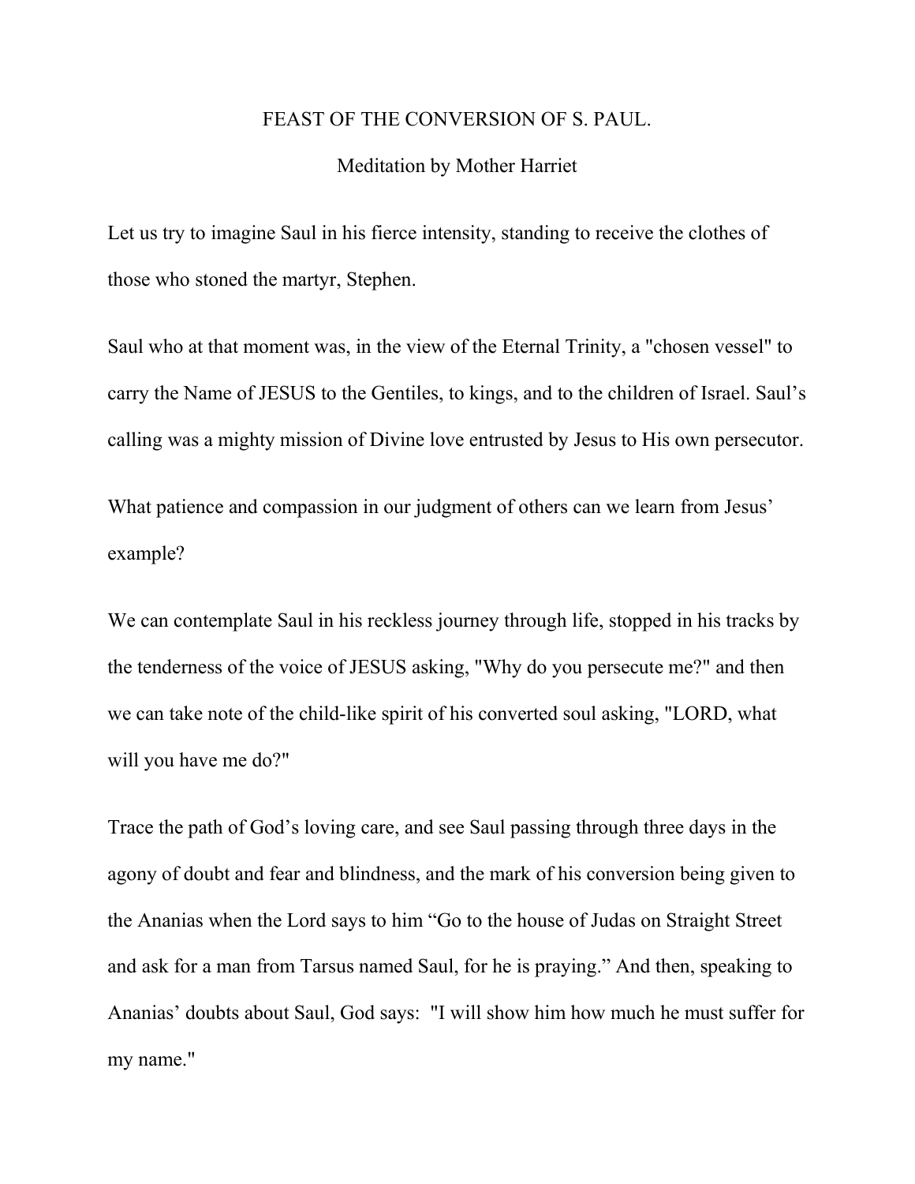# FEAST OF THE CONVERSION OF S. PAUL.

## Meditation by Mother Harriet

Let us try to imagine Saul in his fierce intensity, standing to receive the clothes of those who stoned the martyr, Stephen.

Saul who at that moment was, in the view of the Eternal Trinity, a "chosen vessel" to carry the Name of JESUS to the Gentiles, to kings, and to the children of Israel. Saul's calling was a mighty mission of Divine love entrusted by Jesus to His own persecutor.

What patience and compassion in our judgment of others can we learn from Jesus' example?

We can contemplate Saul in his reckless journey through life, stopped in his tracks by the tenderness of the voice of JESUS asking, "Why do you persecute me?" and then we can take note of the child-like spirit of his converted soul asking, "LORD, what will you have me do?"

Trace the path of God's loving care, and see Saul passing through three days in the agony of doubt and fear and blindness, and the mark of his conversion being given to the Ananias when the Lord says to him "Go to the house of Judas on Straight Street and ask for a man from Tarsus named Saul, for he is praying." And then, speaking to Ananias' doubts about Saul, God says: "I will show him how much he must suffer for my name."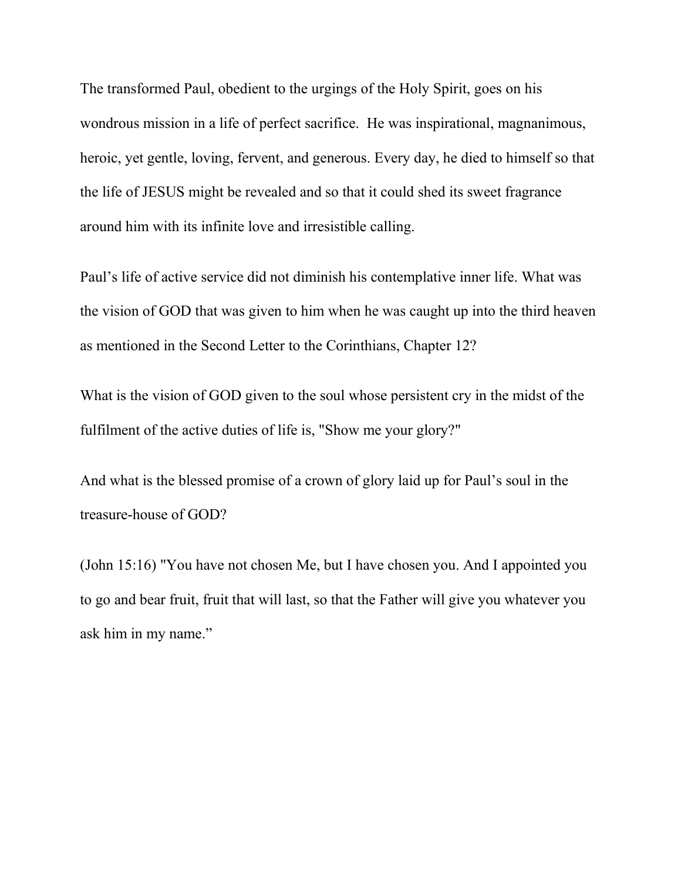The transformed Paul, obedient to the urgings of the Holy Spirit, goes on his wondrous mission in a life of perfect sacrifice. He was inspirational, magnanimous, heroic, yet gentle, loving, fervent, and generous. Every day, he died to himself so that the life of JESUS might be revealed and so that it could shed its sweet fragrance around him with its infinite love and irresistible calling.

Paul's life of active service did not diminish his contemplative inner life. What was the vision of GOD that was given to him when he was caught up into the third heaven as mentioned in the Second Letter to the Corinthians, Chapter 12?

What is the vision of GOD given to the soul whose persistent cry in the midst of the fulfilment of the active duties of life is, "Show me your glory?"

And what is the blessed promise of a crown of glory laid up for Paul's soul in the treasure-house of GOD?

(John 15:16) "You have not chosen Me, but I have chosen you. And I appointed you to go and bear fruit, fruit that will last, so that the Father will give you whatever you ask him in my name."